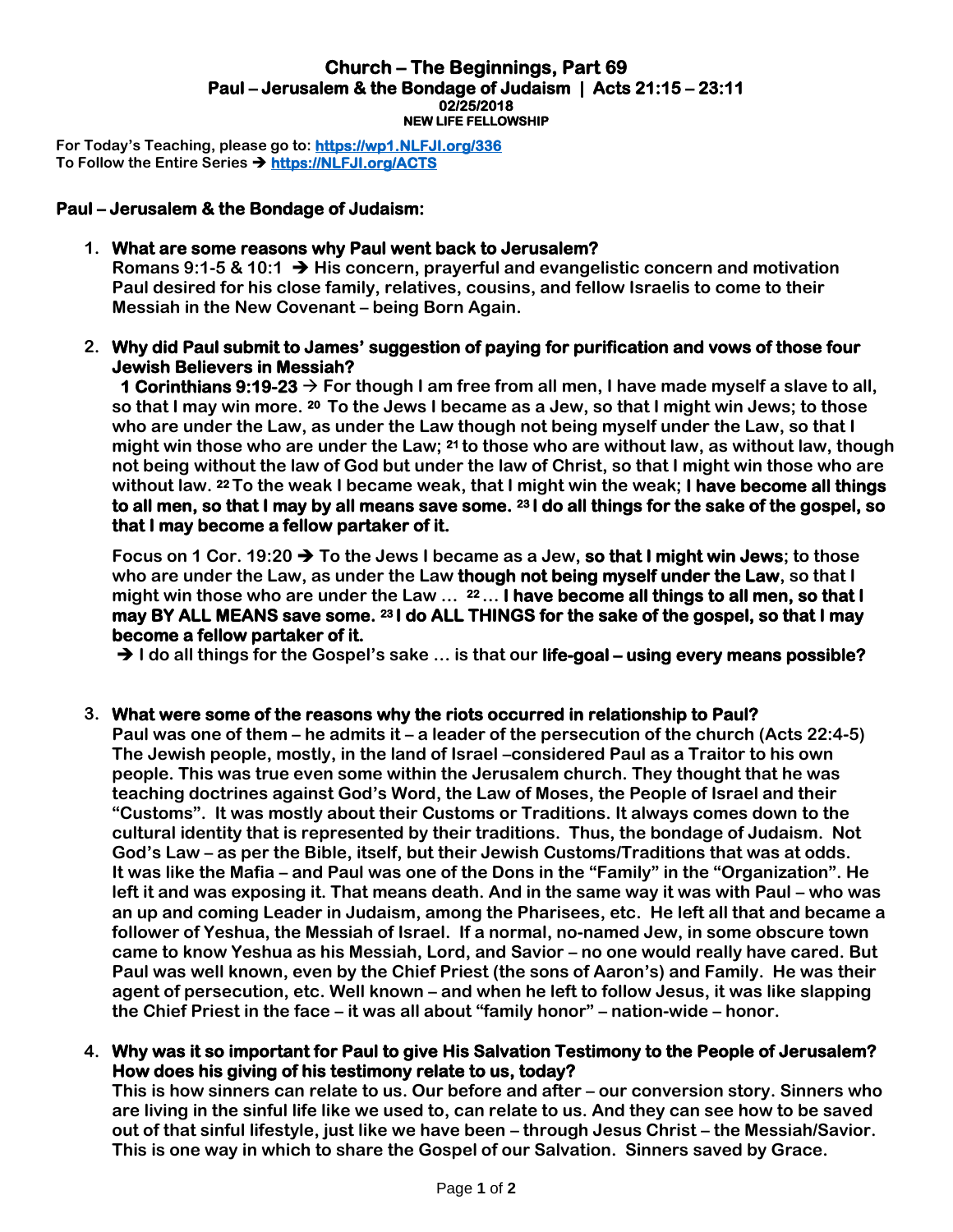# Church – The Beginnings, Part 69

## Paul – Jerusalem & the Bondage of Judaism | Acts 21:15 – 23:11

**02/25/2018**

**NEW LIFE FELLOWSHIP**

**For Today's Teaching, please go to: [https://wp1.NLFJI.org/336](https://wp1.NLFJI.org/336)**
**To Follow the Entire Series ➔ [https://NLFJI.org/ACTS](https://NLFJI.org/ACTS)**

### Paul – Jerusalem & the Bondage of Judaism:

1. **What are some reasons why Paul went back to Jerusalem?**
   **Romans 9:1-5 & 10:1 ➔ His concern, prayerful and evangelistic concern and motivation Paul desired for his close family, relatives, cousins, and fellow Israelis to come to their Messiah in the New Covenant – being Born Again.**

2. **Why did Paul submit to James' suggestion of paying for purification and vows of those four Jewish Believers in Messiah?**
   **1 Corinthians 9:19-23 → For though I am free from all men, I have made myself a slave to all, so that I may win more. [20] To the Jews I became as a Jew, so that I might win Jews; to those who are under the Law, as under the Law though not being myself under the Law, so that I might win those who are under the Law; [21] to those who are without law, as without law, though not being without the law of God but under the law of Christ, so that I might win those who are without law. [22] To the weak I became weak, that I might win the weak; I have become all things to all men, so that I may by all means save some. [23] I do all things for the sake of the gospel, so that I may become a fellow partaker of it.**

   **Focus on 1 Cor. 19:20 ➔ To the Jews I became as a Jew, so that I might win Jews; to those who are under the Law, as under the Law though not being myself under the Law, so that I might win those who are under the Law … [22] … I have become all things to all men, so that I may BY ALL MEANS save some. [23] I do ALL THINGS for the sake of the gospel, so that I may become a fellow partaker of it.**
   **➔ I do all things for the Gospel's sake … is that our life-goal – using every means possible?**

3. **What were some of the reasons why the riots occurred in relationship to Paul?**
   **Paul was one of them – he admits it – a leader of the persecution of the church (Acts 22:4-5) The Jewish people, mostly, in the land of Israel –considered Paul as a Traitor to his own people. This was true even some within the Jerusalem church. They thought that he was teaching doctrines against God's Word, the Law of Moses, the People of Israel and their "Customs". It was mostly about their Customs or Traditions. It always comes down to the cultural identity that is represented by their traditions. Thus, the bondage of Judaism. Not God's Law – as per the Bible, itself, but their Jewish Customs/Traditions that was at odds. It was like the Mafia – and Paul was one of the Dons in the "Family" in the "Organization". He left it and was exposing it. That means death. And in the same way it was with Paul – who was an up and coming Leader in Judaism, among the Pharisees, etc. He left all that and became a follower of Yeshua, the Messiah of Israel. If a normal, no-named Jew, in some obscure town came to know Yeshua as his Messiah, Lord, and Savior – no one would really have cared. But Paul was well known, even by the Chief Priest (the sons of Aaron's) and Family. He was their agent of persecution, etc. Well known – and when he left to follow Jesus, it was like slapping the Chief Priest in the face – it was all about "family honor" – nation-wide – honor.**

4. **Why was it so important for Paul to give His Salvation Testimony to the People of Jerusalem? How does his giving of his testimony relate to us, today?**
   **This is how sinners can relate to us. Our before and after – our conversion story. Sinners who are living in the sinful life like we used to, can relate to us. And they can see how to be saved out of that sinful lifestyle, just like we have been – through Jesus Christ – the Messiah/Savior. This is one way in which to share the Gospel of our Salvation. Sinners saved by Grace.**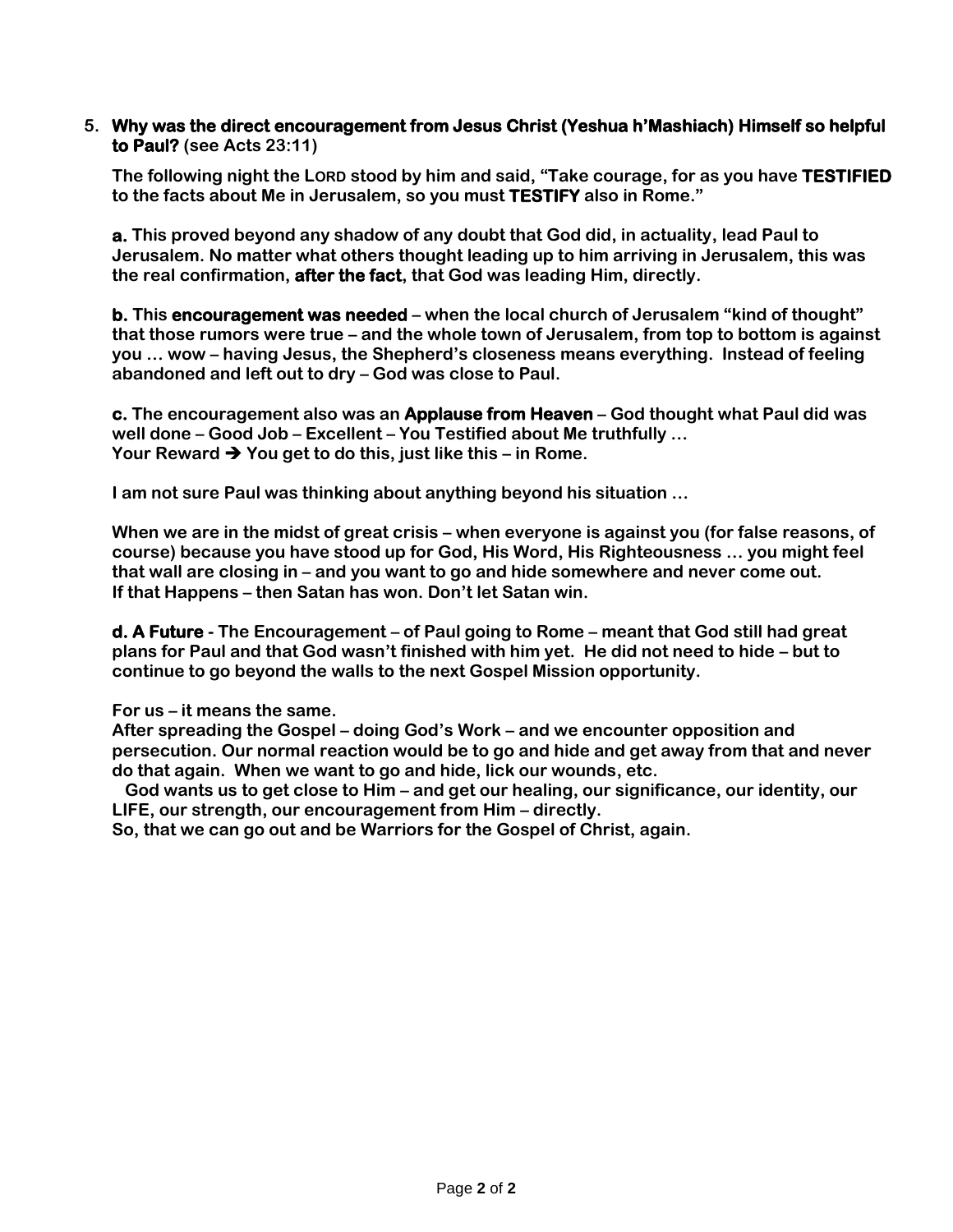5. **Why was the direct encouragement from Jesus Christ (Yeshua h'Mashiach) Himself so helpful to Paul?** (see Acts 23:11)

   **The following night the LORD stood by him and said, "Take courage, for as you have TESTIFIED to the facts about Me in Jerusalem, so you must TESTIFY also in Rome."**

   **a.** This proved beyond any shadow of any doubt that God did, in actuality, lead Paul to Jerusalem. No matter what others thought leading up to him arriving in Jerusalem, this was the real confirmation, **after the fact**, that God was leading Him, directly.

   **b.** This **encouragement was needed** – when the local church of Jerusalem "kind of thought" that those rumors were true – and the whole town of Jerusalem, from top to bottom is against you … wow – having Jesus, the Shepherd's closeness means everything. Instead of feeling abandoned and left out to dry – God was close to Paul.

   **c.** The encouragement also was an **Applause from Heaven** – God thought what Paul did was well done – Good Job – Excellent – You Testified about Me truthfully …
   Your Reward ➔ You get to do this, just like this – in Rome.

   I am not sure Paul was thinking about anything beyond his situation …

   When we are in the midst of great crisis – when everyone is against you (for false reasons, of course) because you have stood up for God, His Word, His Righteousness … you might feel that wall are closing in – and you want to go and hide somewhere and never come out.
   If that Happens – then Satan has won. Don't let Satan win.

   **d. A Future** - The Encouragement – of Paul going to Rome – meant that God still had great plans for Paul and that God wasn't finished with him yet. He did not need to hide – but to continue to go beyond the walls to the next Gospel Mission opportunity.

   For us – it means the same.
   After spreading the Gospel – doing God's Work – and we encounter opposition and persecution. Our normal reaction would be to go and hide and get away from that and never do that again. When we want to go and hide, lick our wounds, etc.
   God wants us to get close to Him – and get our healing, our significance, our identity, our LIFE, our strength, our encouragement from Him – directly.
   So, that we can go out and be Warriors for the Gospel of Christ, again.